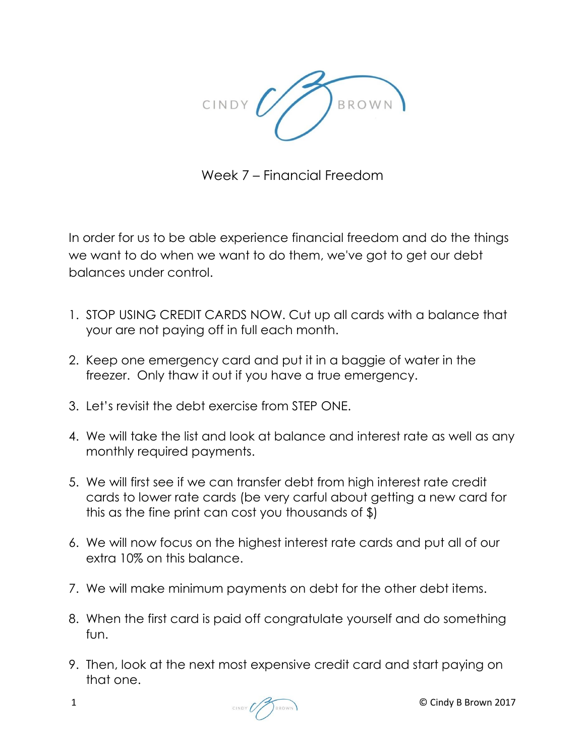CINDY BROWN

# Week 7 – Financial Freedom

In order for us to be able experience financial freedom and do the things we want to do when we want to do them, we've got to get our debt balances under control.

1. STOP USING CREDIT CARDS NOW. Cut up all cards with a balance that your are not paying off in full each month.
2. Keep one emergency card and put it in a baggie of water in the freezer. Only thaw it out if you have a true emergency.
3. Let's revisit the debt exercise from STEP ONE.
4. We will take the list and look at balance and interest rate as well as any monthly required payments.
5. We will first see if we can transfer debt from high interest rate credit cards to lower rate cards (be very carful about getting a new card for this as the fine print can cost you thousands of $)
6. We will now focus on the highest interest rate cards and put all of our extra 10% on this balance.
7. We will make minimum payments on debt for the other debt items.
8. When the first card is paid off congratulate yourself and do something fun.
9. Then, look at the next most expensive credit card and start paying on that one.

© Cindy B Brown 2017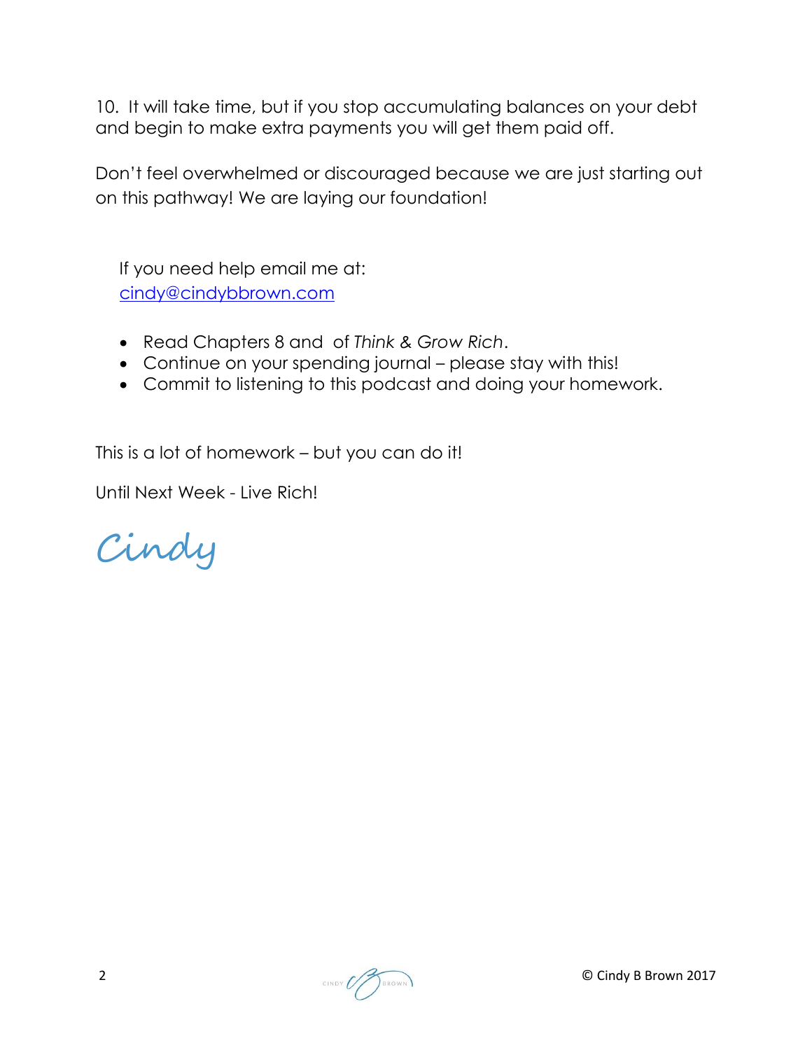10. It will take time, but if you stop accumulating balances on your debt and begin to make extra payments you will get them paid off.

Don't feel overwhelmed or discouraged because we are just starting out on this pathway! We are laying our foundation!

If you need help email me at: cindy@cindybbrown.com

- Read Chapters 8 and  of *Think & Grow Rich*.
- Continue on your spending journal – please stay with this!
- Commit to listening to this podcast and doing your homework.

This is a lot of homework – but you can do it!

Until Next Week - Live Rich!

Cindy

© Cindy B Brown 2017